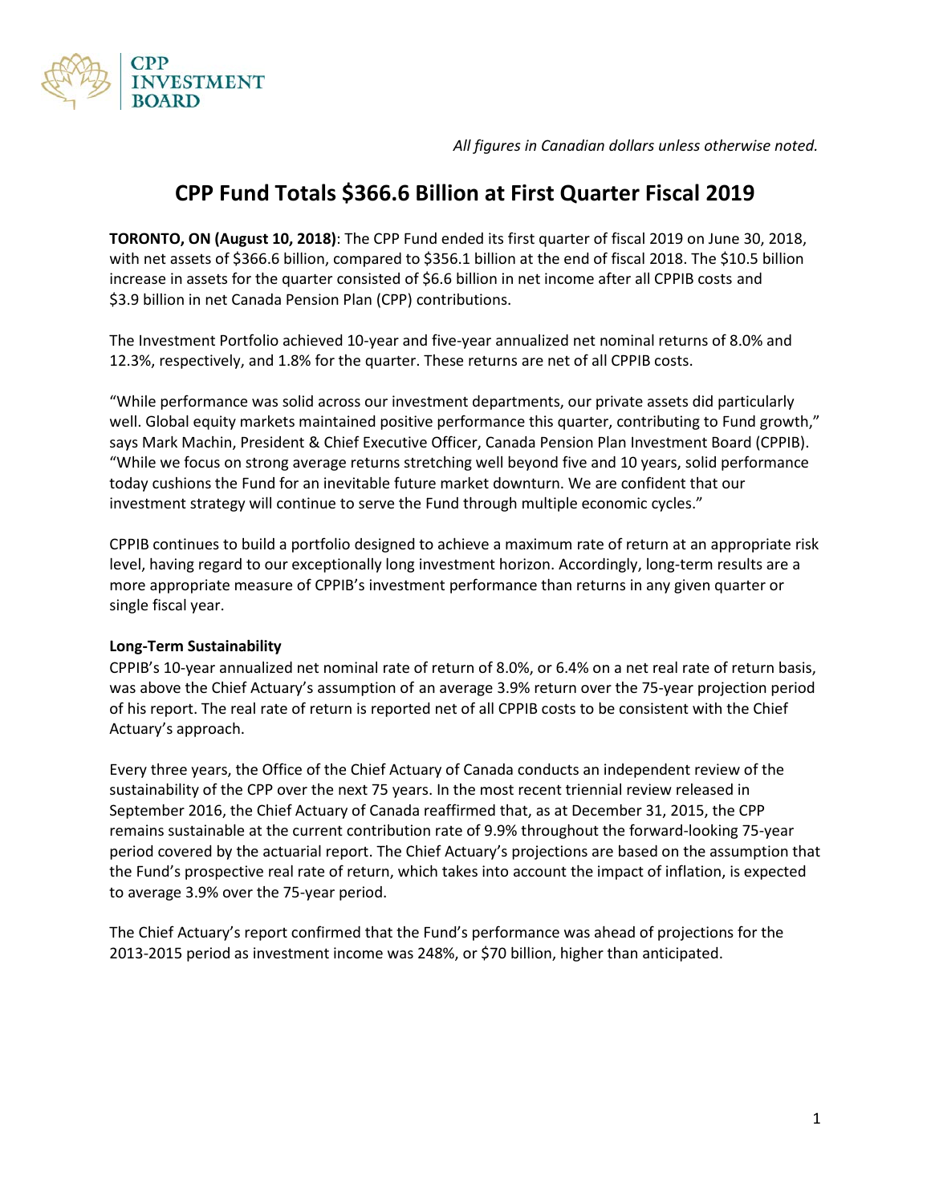*All figures in Canadian dollars unless otherwise noted.*

# CPP Fund Totals $366.6 Billion at First Quarter Fiscal 2019

**TORONTO, ON (August 10, 2018)**: The CPP Fund ended its first quarter of fiscal 2019 on June 30, 2018, with net assets of $366.6 billion, compared to $356.1 billion at the end of fiscal 2018. The $10.5 billion increase in assets for the quarter consisted of $6.6 billion in net income after all CPPIB costs and $3.9 billion in net Canada Pension Plan (CPP) contributions.

The Investment Portfolio achieved 10-year and five-year annualized net nominal returns of 8.0% and 12.3%, respectively, and 1.8% for the quarter. These returns are net of all CPPIB costs.

"While performance was solid across our investment departments, our private assets did particularly well. Global equity markets maintained positive performance this quarter, contributing to Fund growth," says Mark Machin, President & Chief Executive Officer, Canada Pension Plan Investment Board (CPPIB). "While we focus on strong average returns stretching well beyond five and 10 years, solid performance today cushions the Fund for an inevitable future market downturn. We are confident that our investment strategy will continue to serve the Fund through multiple economic cycles."

CPPIB continues to build a portfolio designed to achieve a maximum rate of return at an appropriate risk level, having regard to our exceptionally long investment horizon. Accordingly, long-term results are a more appropriate measure of CPPIB's investment performance than returns in any given quarter or single fiscal year.

**Long-Term Sustainability**

CPPIB's 10-year annualized net nominal rate of return of 8.0%, or 6.4% on a net real rate of return basis, was above the Chief Actuary's assumption of an average 3.9% return over the 75-year projection period of his report. The real rate of return is reported net of all CPPIB costs to be consistent with the Chief Actuary's approach.

Every three years, the Office of the Chief Actuary of Canada conducts an independent review of the sustainability of the CPP over the next 75 years. In the most recent triennial review released in September 2016, the Chief Actuary of Canada reaffirmed that, as at December 31, 2015, the CPP remains sustainable at the current contribution rate of 9.9% throughout the forward-looking 75-year period covered by the actuarial report. The Chief Actuary's projections are based on the assumption that the Fund's prospective real rate of return, which takes into account the impact of inflation, is expected to average 3.9% over the 75-year period.

The Chief Actuary's report confirmed that the Fund's performance was ahead of projections for the 2013-2015 period as investment income was 248%, or $70 billion, higher than anticipated.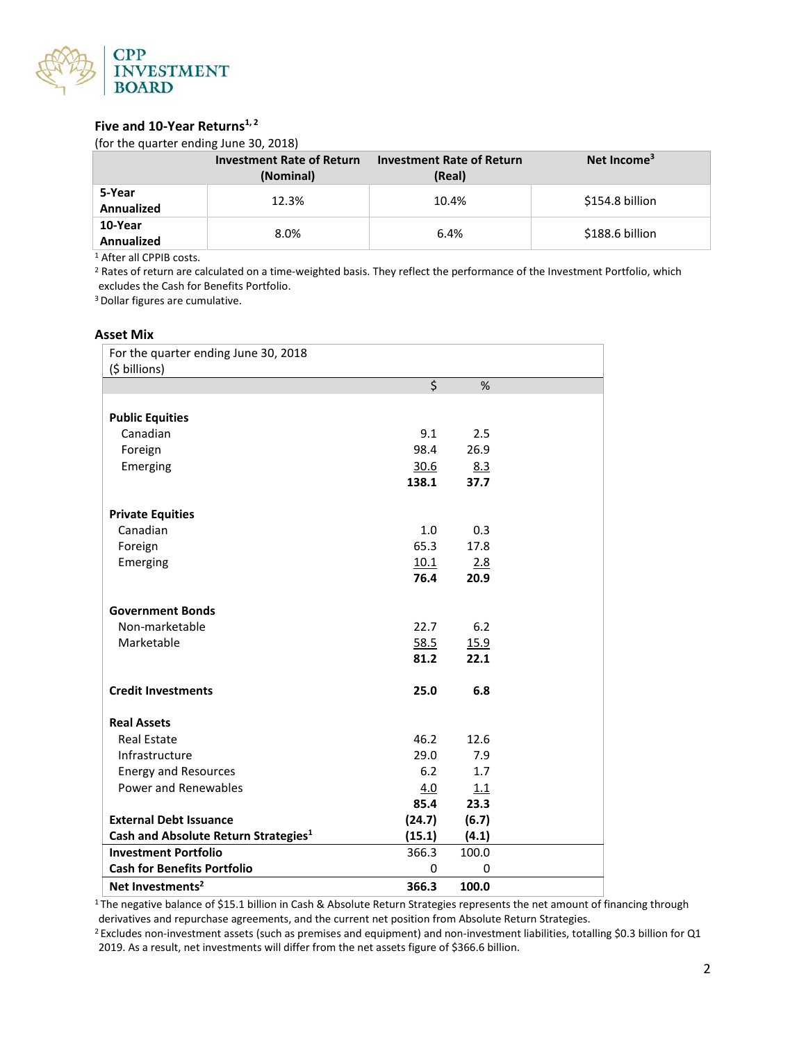## Five and 10-Year Returns[1, 2]

(for the quarter ending June 30, 2018)

| | Investment Rate of Return (Nominal) | Investment Rate of Return (Real) | Net Income[3] |
|---|---|---|---|
| 5-Year Annualized | 12.3% | 10.4% | $154.8 billion |
| 10-Year Annualized | 8.0% | 6.4% | $188.6 billion |

[1] After all CPPIB costs.
[2] Rates of return are calculated on a time-weighted basis. They reflect the performance of the Investment Portfolio, which excludes the Cash for Benefits Portfolio.
[3] Dollar figures are cumulative.

## Asset Mix

| For the quarter ending June 30, 2018 ($ billions) | $ | % |
|---|---|---|
| **Public Equities** | | |
| Canadian | 9.1 | 2.5 |
| Foreign | 98.4 | 26.9 |
| Emerging | 30.6 | 8.3 |
| | **138.1** | **37.7** |
| **Private Equities** | | |
| Canadian | 1.0 | 0.3 |
| Foreign | 65.3 | 17.8 |
| Emerging | 10.1 | 2.8 |
| | **76.4** | **20.9** |
| **Government Bonds** | | |
| Non-marketable | 22.7 | 6.2 |
| Marketable | 58.5 | 15.9 |
| | **81.2** | **22.1** |
| **Credit Investments** | **25.0** | **6.8** |
| **Real Assets** | | |
| Real Estate | 46.2 | 12.6 |
| Infrastructure | 29.0 | 7.9 |
| Energy and Resources | 6.2 | 1.7 |
| Power and Renewables | 4.0 | 1.1 |
| | **85.4** | **23.3** |
| **External Debt Issuance** | **(24.7)** | **(6.7)** |
| **Cash and Absolute Return Strategies[1]** | **(15.1)** | **(4.1)** |
| **Investment Portfolio** | 366.3 | 100.0 |
| **Cash for Benefits Portfolio** | 0 | 0 |
| **Net Investments[2]** | **366.3** | **100.0** |

[1] The negative balance of $15.1 billion in Cash & Absolute Return Strategies represents the net amount of financing through derivatives and repurchase agreements, and the current net position from Absolute Return Strategies.
[2] Excludes non-investment assets (such as premises and equipment) and non-investment liabilities, totalling $0.3 billion for Q1 2019. As a result, net investments will differ from the net assets figure of $366.6 billion.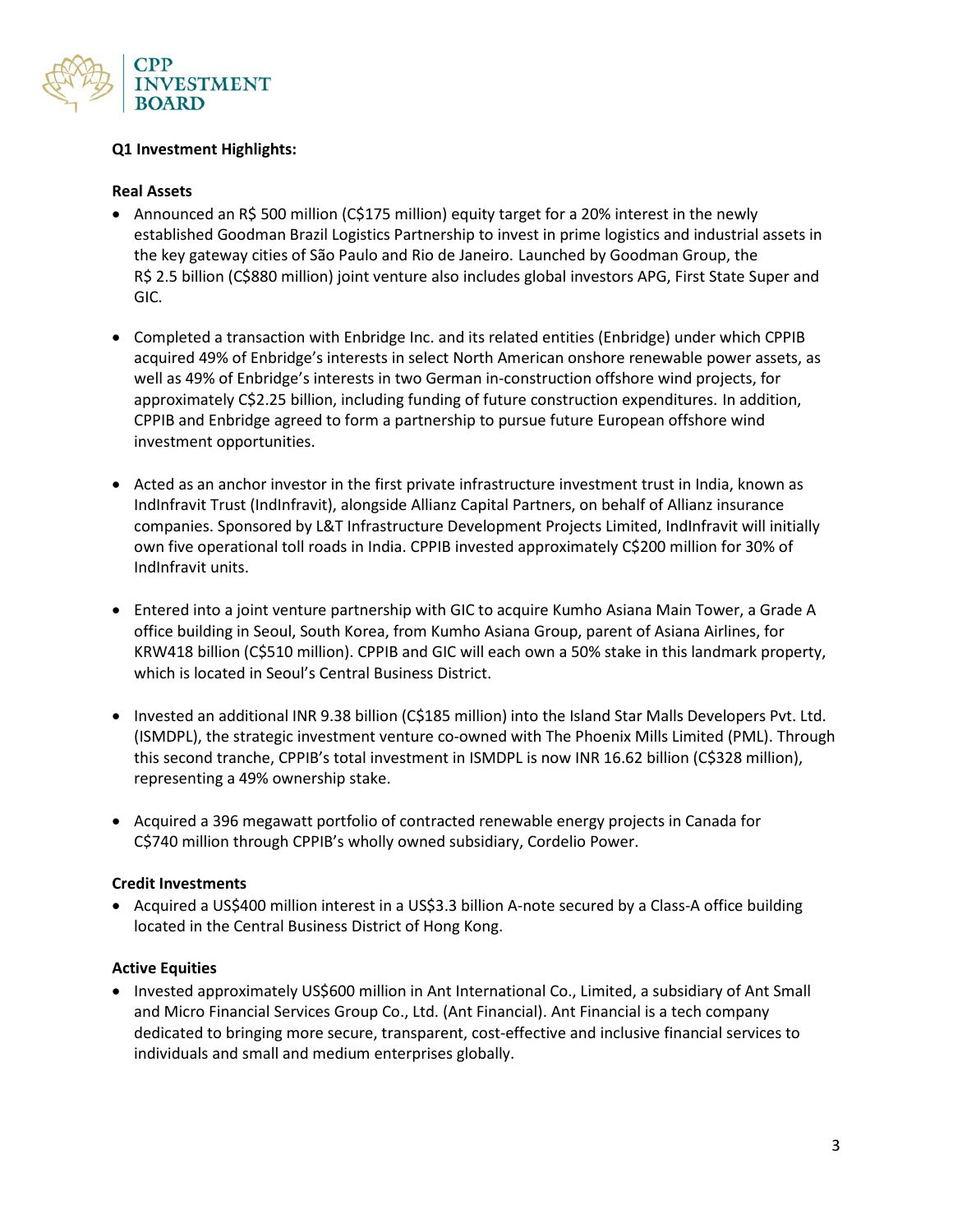**Q1 Investment Highlights:**

**Real Assets**

- Announced an R$ 500 million (C$175 million) equity target for a 20% interest in the newly established Goodman Brazil Logistics Partnership to invest in prime logistics and industrial assets in the key gateway cities of São Paulo and Rio de Janeiro. Launched by Goodman Group, the R$ 2.5 billion (C$880 million) joint venture also includes global investors APG, First State Super and GIC.

- Completed a transaction with Enbridge Inc. and its related entities (Enbridge) under which CPPIB acquired 49% of Enbridge's interests in select North American onshore renewable power assets, as well as 49% of Enbridge's interests in two German in-construction offshore wind projects, for approximately C$2.25 billion, including funding of future construction expenditures. In addition, CPPIB and Enbridge agreed to form a partnership to pursue future European offshore wind investment opportunities.

- Acted as an anchor investor in the first private infrastructure investment trust in India, known as IndInfravit Trust (IndInfravit), alongside Allianz Capital Partners, on behalf of Allianz insurance companies. Sponsored by L&T Infrastructure Development Projects Limited, IndInfravit will initially own five operational toll roads in India. CPPIB invested approximately C$200 million for 30% of IndInfravit units.

- Entered into a joint venture partnership with GIC to acquire Kumho Asiana Main Tower, a Grade A office building in Seoul, South Korea, from Kumho Asiana Group, parent of Asiana Airlines, for KRW418 billion (C$510 million). CPPIB and GIC will each own a 50% stake in this landmark property, which is located in Seoul's Central Business District.

- Invested an additional INR 9.38 billion (C$185 million) into the Island Star Malls Developers Pvt. Ltd. (ISMDPL), the strategic investment venture co-owned with The Phoenix Mills Limited (PML). Through this second tranche, CPPIB's total investment in ISMDPL is now INR 16.62 billion (C$328 million), representing a 49% ownership stake.

- Acquired a 396 megawatt portfolio of contracted renewable energy projects in Canada for C$740 million through CPPIB's wholly owned subsidiary, Cordelio Power.

**Credit Investments**

- Acquired a US$400 million interest in a US$3.3 billion A-note secured by a Class-A office building located in the Central Business District of Hong Kong.

**Active Equities**

- Invested approximately US$600 million in Ant International Co., Limited, a subsidiary of Ant Small and Micro Financial Services Group Co., Ltd. (Ant Financial). Ant Financial is a tech company dedicated to bringing more secure, transparent, cost-effective and inclusive financial services to individuals and small and medium enterprises globally.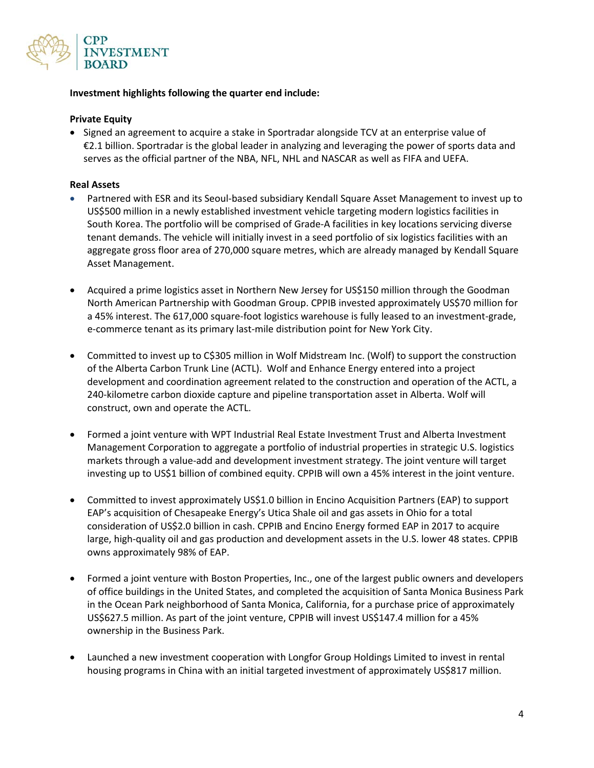**Investment highlights following the quarter end include:**

**Private Equity**

- Signed an agreement to acquire a stake in Sportradar alongside TCV at an enterprise value of €2.1 billion. Sportradar is the global leader in analyzing and leveraging the power of sports data and serves as the official partner of the NBA, NFL, NHL and NASCAR as well as FIFA and UEFA.

**Real Assets**

- Partnered with ESR and its Seoul-based subsidiary Kendall Square Asset Management to invest up to US$500 million in a newly established investment vehicle targeting modern logistics facilities in South Korea. The portfolio will be comprised of Grade-A facilities in key locations servicing diverse tenant demands. The vehicle will initially invest in a seed portfolio of six logistics facilities with an aggregate gross floor area of 270,000 square metres, which are already managed by Kendall Square Asset Management.

- Acquired a prime logistics asset in Northern New Jersey for US$150 million through the Goodman North American Partnership with Goodman Group. CPPIB invested approximately US$70 million for a 45% interest. The 617,000 square-foot logistics warehouse is fully leased to an investment-grade, e-commerce tenant as its primary last-mile distribution point for New York City.

- Committed to invest up to C$305 million in Wolf Midstream Inc. (Wolf) to support the construction of the Alberta Carbon Trunk Line (ACTL). Wolf and Enhance Energy entered into a project development and coordination agreement related to the construction and operation of the ACTL, a 240-kilometre carbon dioxide capture and pipeline transportation asset in Alberta. Wolf will construct, own and operate the ACTL.

- Formed a joint venture with WPT Industrial Real Estate Investment Trust and Alberta Investment Management Corporation to aggregate a portfolio of industrial properties in strategic U.S. logistics markets through a value-add and development investment strategy. The joint venture will target investing up to US$1 billion of combined equity. CPPIB will own a 45% interest in the joint venture.

- Committed to invest approximately US$1.0 billion in Encino Acquisition Partners (EAP) to support EAP's acquisition of Chesapeake Energy's Utica Shale oil and gas assets in Ohio for a total consideration of US$2.0 billion in cash. CPPIB and Encino Energy formed EAP in 2017 to acquire large, high-quality oil and gas production and development assets in the U.S. lower 48 states. CPPIB owns approximately 98% of EAP.

- Formed a joint venture with Boston Properties, Inc., one of the largest public owners and developers of office buildings in the United States, and completed the acquisition of Santa Monica Business Park in the Ocean Park neighborhood of Santa Monica, California, for a purchase price of approximately US$627.5 million. As part of the joint venture, CPPIB will invest US$147.4 million for a 45% ownership in the Business Park.

- Launched a new investment cooperation with Longfor Group Holdings Limited to invest in rental housing programs in China with an initial targeted investment of approximately US$817 million.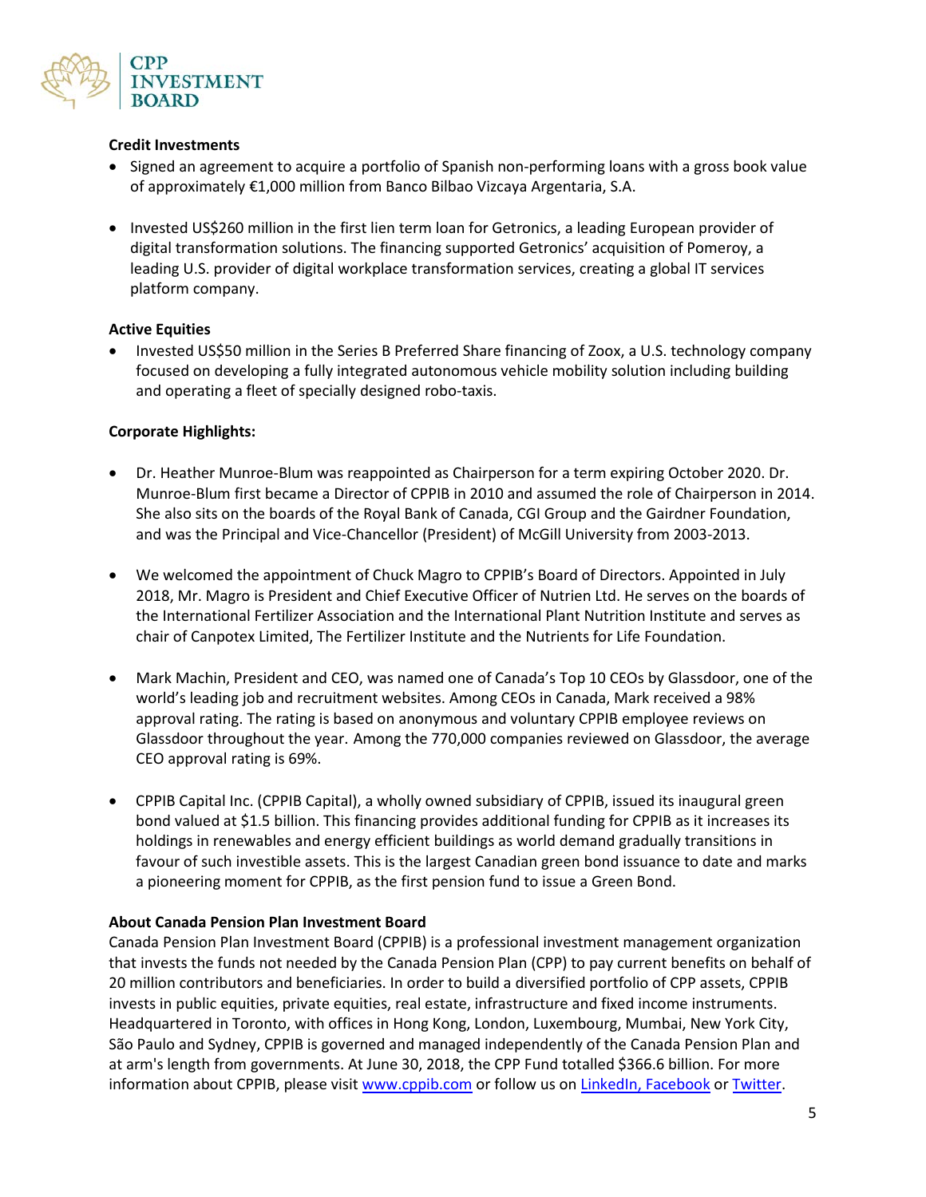**Credit Investments**

- Signed an agreement to acquire a portfolio of Spanish non-performing loans with a gross book value of approximately €1,000 million from Banco Bilbao Vizcaya Argentaria, S.A.
- Invested US$260 million in the first lien term loan for Getronics, a leading European provider of digital transformation solutions. The financing supported Getronics' acquisition of Pomeroy, a leading U.S. provider of digital workplace transformation services, creating a global IT services platform company.

**Active Equities**

- Invested US$50 million in the Series B Preferred Share financing of Zoox, a U.S. technology company focused on developing a fully integrated autonomous vehicle mobility solution including building and operating a fleet of specially designed robo-taxis.

**Corporate Highlights:**

- Dr. Heather Munroe-Blum was reappointed as Chairperson for a term expiring October 2020. Dr. Munroe-Blum first became a Director of CPPIB in 2010 and assumed the role of Chairperson in 2014. She also sits on the boards of the Royal Bank of Canada, CGI Group and the Gairdner Foundation, and was the Principal and Vice-Chancellor (President) of McGill University from 2003-2013.
- We welcomed the appointment of Chuck Magro to CPPIB's Board of Directors. Appointed in July 2018, Mr. Magro is President and Chief Executive Officer of Nutrien Ltd. He serves on the boards of the International Fertilizer Association and the International Plant Nutrition Institute and serves as chair of Canpotex Limited, The Fertilizer Institute and the Nutrients for Life Foundation.
- Mark Machin, President and CEO, was named one of Canada's Top 10 CEOs by Glassdoor, one of the world's leading job and recruitment websites. Among CEOs in Canada, Mark received a 98% approval rating. The rating is based on anonymous and voluntary CPPIB employee reviews on Glassdoor throughout the year. Among the 770,000 companies reviewed on Glassdoor, the average CEO approval rating is 69%.
- CPPIB Capital Inc. (CPPIB Capital), a wholly owned subsidiary of CPPIB, issued its inaugural green bond valued at $1.5 billion. This financing provides additional funding for CPPIB as it increases its holdings in renewables and energy efficient buildings as world demand gradually transitions in favour of such investible assets. This is the largest Canadian green bond issuance to date and marks a pioneering moment for CPPIB, as the first pension fund to issue a Green Bond.

**About Canada Pension Plan Investment Board**

Canada Pension Plan Investment Board (CPPIB) is a professional investment management organization that invests the funds not needed by the Canada Pension Plan (CPP) to pay current benefits on behalf of 20 million contributors and beneficiaries. In order to build a diversified portfolio of CPP assets, CPPIB invests in public equities, private equities, real estate, infrastructure and fixed income instruments. Headquartered in Toronto, with offices in Hong Kong, London, Luxembourg, Mumbai, New York City, São Paulo and Sydney, CPPIB is governed and managed independently of the Canada Pension Plan and at arm's length from governments. At June 30, 2018, the CPP Fund totalled $366.6 billion. For more information about CPPIB, please visit www.cppib.com or follow us on LinkedIn, Facebook or Twitter.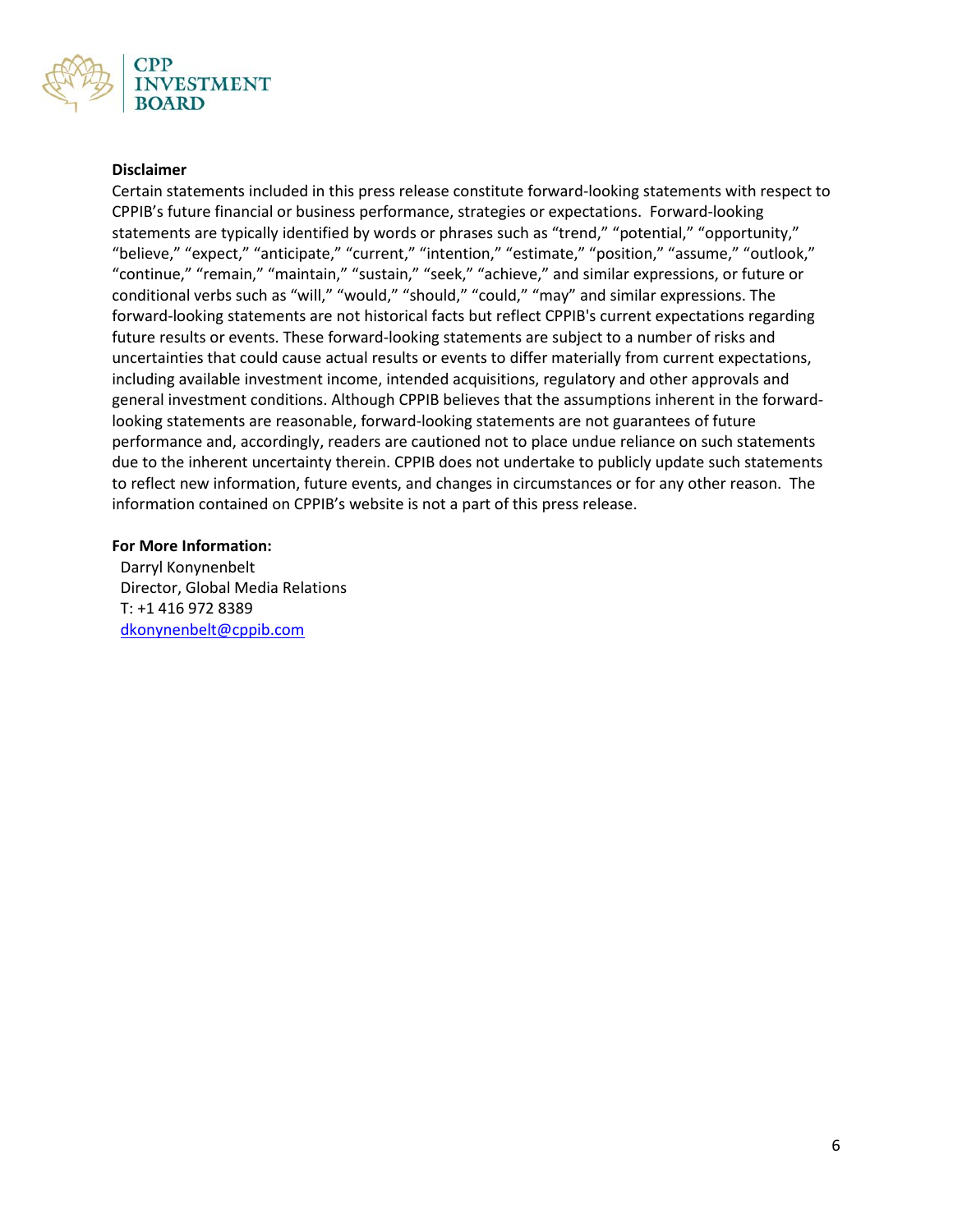**Disclaimer**

Certain statements included in this press release constitute forward-looking statements with respect to CPPIB's future financial or business performance, strategies or expectations. Forward-looking statements are typically identified by words or phrases such as "trend," "potential," "opportunity," "believe," "expect," "anticipate," "current," "intention," "estimate," "position," "assume," "outlook," "continue," "remain," "maintain," "sustain," "seek," "achieve," and similar expressions, or future or conditional verbs such as "will," "would," "should," "could," "may" and similar expressions. The forward-looking statements are not historical facts but reflect CPPIB's current expectations regarding future results or events. These forward-looking statements are subject to a number of risks and uncertainties that could cause actual results or events to differ materially from current expectations, including available investment income, intended acquisitions, regulatory and other approvals and general investment conditions. Although CPPIB believes that the assumptions inherent in the forward-looking statements are reasonable, forward-looking statements are not guarantees of future performance and, accordingly, readers are cautioned not to place undue reliance on such statements due to the inherent uncertainty therein. CPPIB does not undertake to publicly update such statements to reflect new information, future events, and changes in circumstances or for any other reason. The information contained on CPPIB's website is not a part of this press release.

**For More Information:**

Darryl Konynenbelt
Director, Global Media Relations
T: +1 416 972 8389
dkonynenbelt@cppib.com